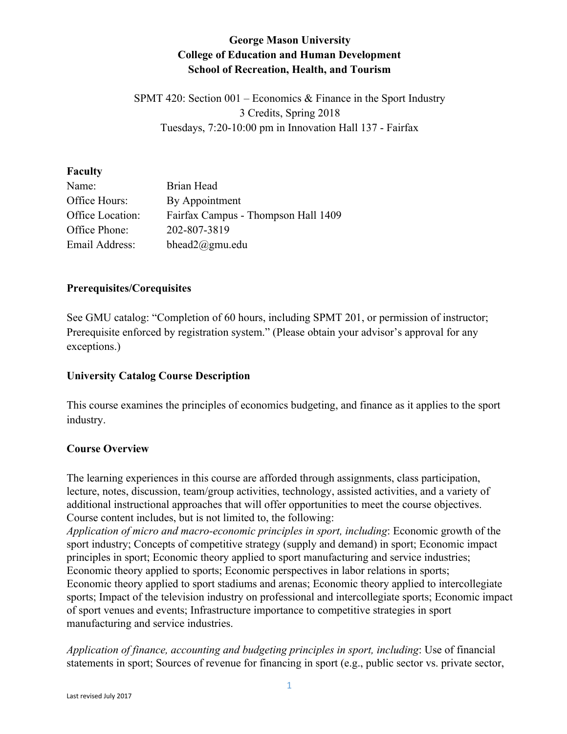**George Mason University**
**College of Education and Human Development**
**School of Recreation, Health, and Tourism**

SPMT 420: Section 001 – Economics & Finance in the Sport Industry
3 Credits, Spring 2018
Tuesdays, 7:20-10:00 pm in Innovation Hall 137 - Fairfax

## Faculty

| | |
|---|---|
| Name: | Brian Head |
| Office Hours: | By Appointment |
| Office Location: | Fairfax Campus - Thompson Hall 1409 |
| Office Phone: | 202-807-3819 |
| Email Address: | bhead2@gmu.edu |

## Prerequisites/Corequisites

See GMU catalog: "Completion of 60 hours, including SPMT 201, or permission of instructor; Prerequisite enforced by registration system." (Please obtain your advisor's approval for any exceptions.)

## University Catalog Course Description

This course examines the principles of economics budgeting, and finance as it applies to the sport industry.

## Course Overview

The learning experiences in this course are afforded through assignments, class participation, lecture, notes, discussion, team/group activities, technology, assisted activities, and a variety of additional instructional approaches that will offer opportunities to meet the course objectives. Course content includes, but is not limited to, the following:
*Application of micro and macro-economic principles in sport, including*: Economic growth of the sport industry; Concepts of competitive strategy (supply and demand) in sport; Economic impact principles in sport; Economic theory applied to sport manufacturing and service industries; Economic theory applied to sports; Economic perspectives in labor relations in sports; Economic theory applied to sport stadiums and arenas; Economic theory applied to intercollegiate sports; Impact of the television industry on professional and intercollegiate sports; Economic impact of sport venues and events; Infrastructure importance to competitive strategies in sport manufacturing and service industries.

*Application of finance, accounting and budgeting principles in sport, including*: Use of financial statements in sport; Sources of revenue for financing in sport (e.g., public sector vs. private sector,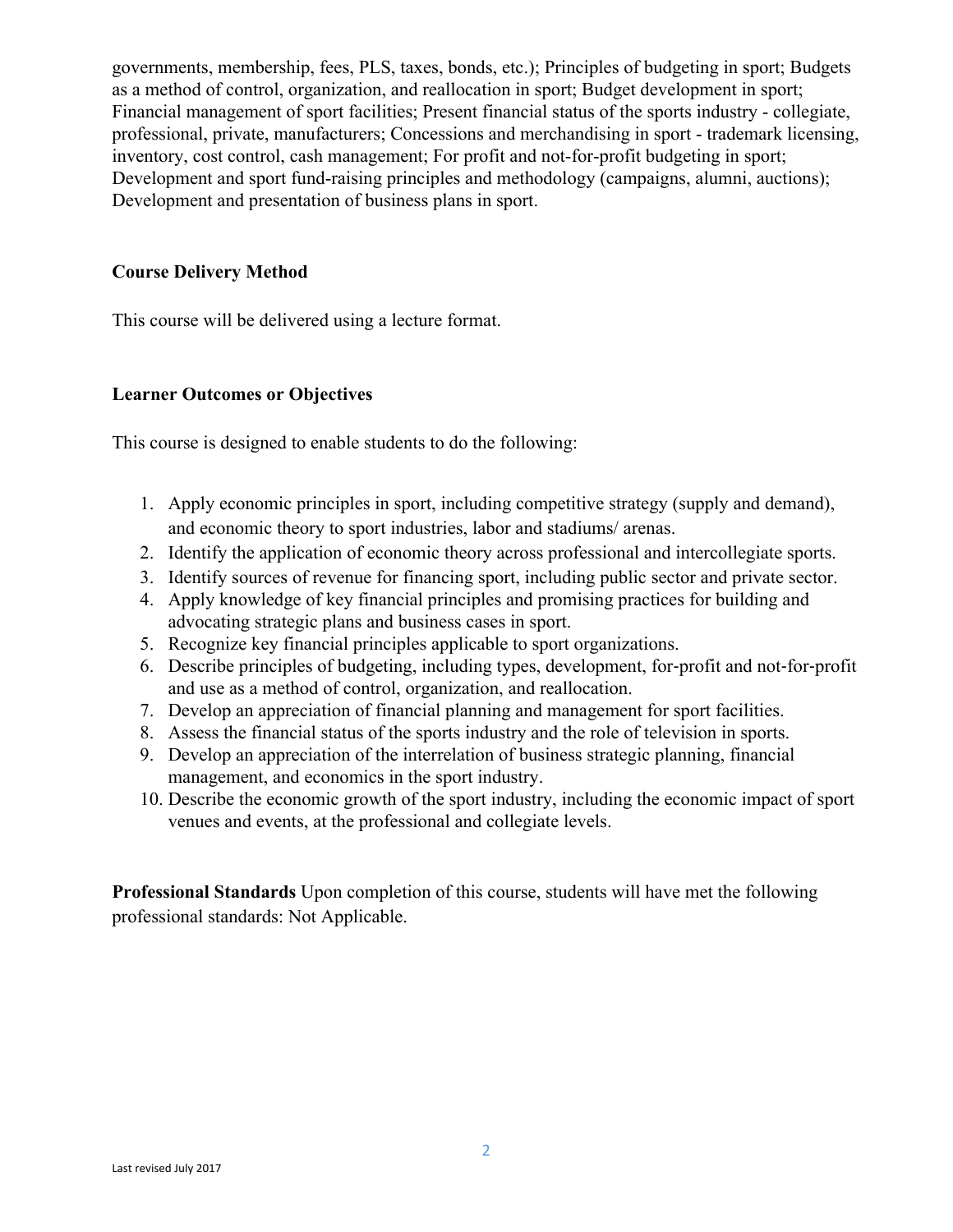governments, membership, fees, PLS, taxes, bonds, etc.); Principles of budgeting in sport; Budgets as a method of control, organization, and reallocation in sport; Budget development in sport; Financial management of sport facilities; Present financial status of the sports industry - collegiate, professional, private, manufacturers; Concessions and merchandising in sport - trademark licensing, inventory, cost control, cash management; For profit and not-for-profit budgeting in sport; Development and sport fund-raising principles and methodology (campaigns, alumni, auctions); Development and presentation of business plans in sport.

**Course Delivery Method**

This course will be delivered using a lecture format.

**Learner Outcomes or Objectives**

This course is designed to enable students to do the following:

1. Apply economic principles in sport, including competitive strategy (supply and demand), and economic theory to sport industries, labor and stadiums/ arenas.
2. Identify the application of economic theory across professional and intercollegiate sports.
3. Identify sources of revenue for financing sport, including public sector and private sector.
4. Apply knowledge of key financial principles and promising practices for building and advocating strategic plans and business cases in sport.
5. Recognize key financial principles applicable to sport organizations.
6. Describe principles of budgeting, including types, development, for-profit and not-for-profit and use as a method of control, organization, and reallocation.
7. Develop an appreciation of financial planning and management for sport facilities.
8. Assess the financial status of the sports industry and the role of television in sports.
9. Develop an appreciation of the interrelation of business strategic planning, financial management, and economics in the sport industry.
10. Describe the economic growth of the sport industry, including the economic impact of sport venues and events, at the professional and collegiate levels.

**Professional Standards** Upon completion of this course, students will have met the following professional standards: Not Applicable.

Last revised July 2017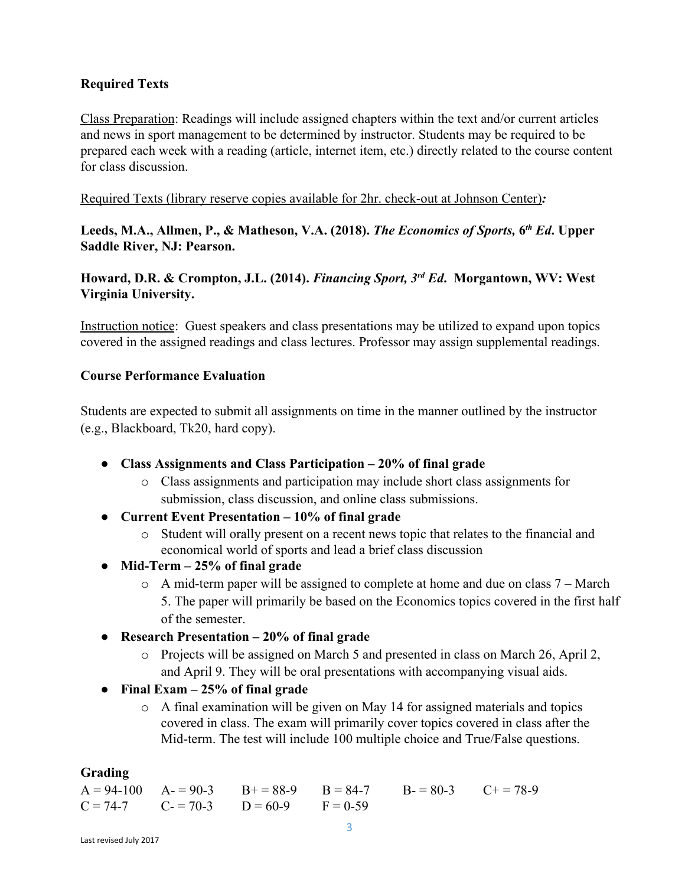**Required Texts**

Class Preparation: Readings will include assigned chapters within the text and/or current articles and news in sport management to be determined by instructor. Students may be required to be prepared each week with a reading (article, internet item, etc.) directly related to the course content for class discussion.

Required Texts (library reserve copies available for 2hr. check-out at Johnson Center)*:*

**Leeds, M.A., Allmen, P., & Matheson, V.A. (2018). *The Economics of Sports, 6th Ed*. Upper Saddle River, NJ: Pearson.**

**Howard, D.R. & Crompton, J.L. (2014). *Financing Sport, 3rd Ed*. Morgantown, WV: West Virginia University.**

Instruction notice: Guest speakers and class presentations may be utilized to expand upon topics covered in the assigned readings and class lectures. Professor may assign supplemental readings.

**Course Performance Evaluation**

Students are expected to submit all assignments on time in the manner outlined by the instructor (e.g., Blackboard, Tk20, hard copy).

- **Class Assignments and Class Participation – 20% of final grade**
  - Class assignments and participation may include short class assignments for submission, class discussion, and online class submissions.
- **Current Event Presentation – 10% of final grade**
  - Student will orally present on a recent news topic that relates to the financial and economical world of sports and lead a brief class discussion
- **Mid-Term – 25% of final grade**
  - A mid-term paper will be assigned to complete at home and due on class 7 – March 5. The paper will primarily be based on the Economics topics covered in the first half of the semester.
- **Research Presentation – 20% of final grade**
  - Projects will be assigned on March 5 and presented in class on March 26, April 2, and April 9. They will be oral presentations with accompanying visual aids.
- **Final Exam – 25% of final grade**
  - A final examination will be given on May 14 for assigned materials and topics covered in class. The exam will primarily cover topics covered in class after the Mid-term. The test will include 100 multiple choice and True/False questions.

**Grading**

| A = 94-100 | A- = 90-3 | B+ = 88-9 | B = 84-7 | B- = 80-3 | C+ = 78-9 |
|---|---|---|---|---|---|
| C = 74-7 | C- = 70-3 | D = 60-9 | F = 0-59 | | |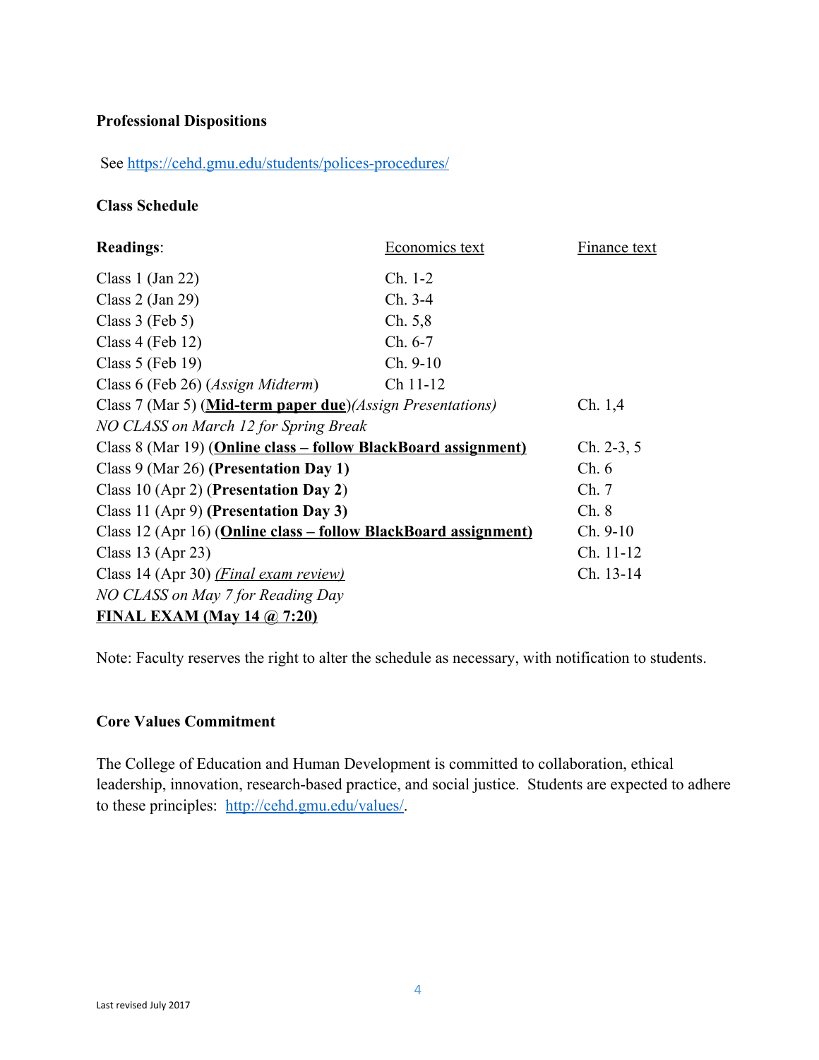**Professional Dispositions**

See https://cehd.gmu.edu/students/polices-procedures/

**Class Schedule**

| **Readings**: | Economics text | Finance text |
|---|---|---|
| Class 1 (Jan 22) | Ch. 1-2 | |
| Class 2 (Jan 29) | Ch. 3-4 | |
| Class 3 (Feb 5) | Ch. 5,8 | |
| Class 4 (Feb 12) | Ch. 6-7 | |
| Class 5 (Feb 19) | Ch. 9-10 | |
| Class 6 (Feb 26) (*Assign Midterm*) | Ch 11-12 | |
| Class 7 (Mar 5) (**Mid-term paper due**)*(Assign Presentations)* | | Ch. 1,4 |
| *NO CLASS on March 12 for Spring Break* | | |
| Class 8 (Mar 19) (**Online class – follow BlackBoard assignment)** | | Ch. 2-3, 5 |
| Class 9 (Mar 26) **(Presentation Day 1)** | | Ch. 6 |
| Class 10 (Apr 2) (**Presentation Day 2**) | | Ch. 7 |
| Class 11 (Apr 9) **(Presentation Day 3)** | | Ch. 8 |
| Class 12 (Apr 16) (**Online class – follow BlackBoard assignment)** | | Ch. 9-10 |
| Class 13 (Apr 23) | | Ch. 11-12 |
| Class 14 (Apr 30) *(Final exam review)* | | Ch. 13-14 |
| *NO CLASS on May 7 for Reading Day* | | |
| **FINAL EXAM (May 14 @ 7:20)** | | |

Note: Faculty reserves the right to alter the schedule as necessary, with notification to students.

**Core Values Commitment**

The College of Education and Human Development is committed to collaboration, ethical leadership, innovation, research-based practice, and social justice. Students are expected to adhere to these principles: http://cehd.gmu.edu/values/.

Last revised July 2017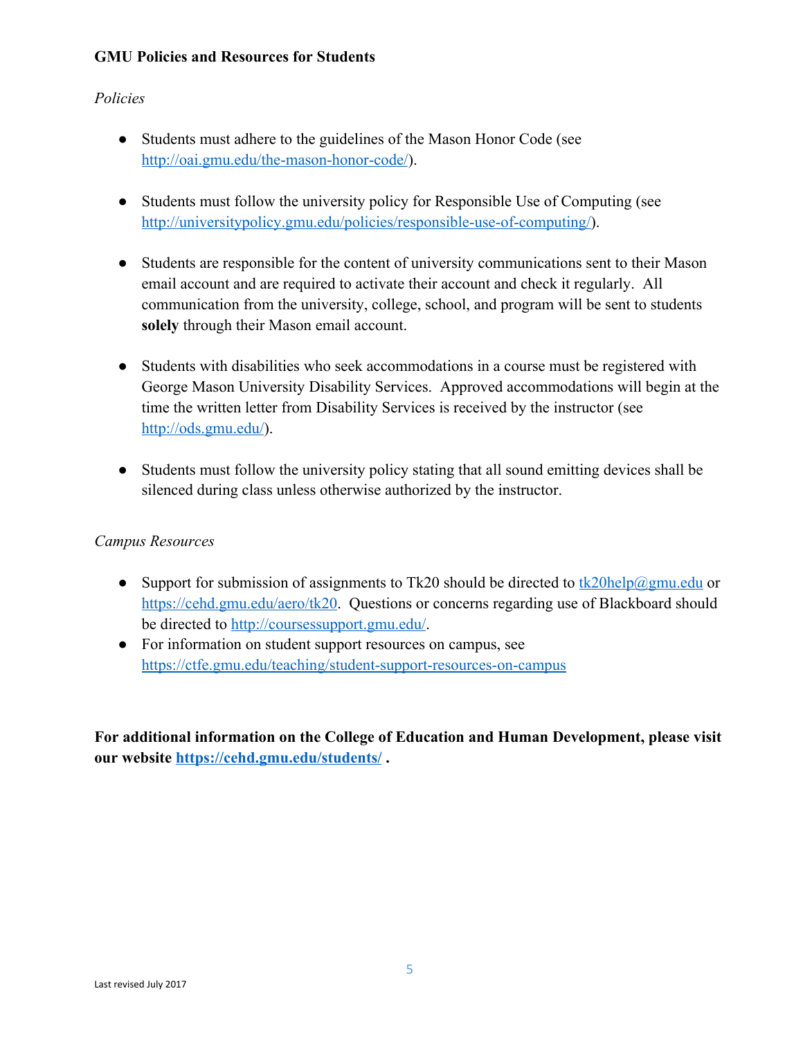**GMU Policies and Resources for Students**

*Policies*

- Students must adhere to the guidelines of the Mason Honor Code (see http://oai.gmu.edu/the-mason-honor-code/).
- Students must follow the university policy for Responsible Use of Computing (see http://universitypolicy.gmu.edu/policies/responsible-use-of-computing/).
- Students are responsible for the content of university communications sent to their Mason email account and are required to activate their account and check it regularly. All communication from the university, college, school, and program will be sent to students **solely** through their Mason email account.
- Students with disabilities who seek accommodations in a course must be registered with George Mason University Disability Services. Approved accommodations will begin at the time the written letter from Disability Services is received by the instructor (see http://ods.gmu.edu/).
- Students must follow the university policy stating that all sound emitting devices shall be silenced during class unless otherwise authorized by the instructor.

*Campus Resources*

- Support for submission of assignments to Tk20 should be directed to tk20help@gmu.edu or https://cehd.gmu.edu/aero/tk20. Questions or concerns regarding use of Blackboard should be directed to http://coursessupport.gmu.edu/.
- For information on student support resources on campus, see https://ctfe.gmu.edu/teaching/student-support-resources-on-campus

**For additional information on the College of Education and Human Development, please visit our website https://cehd.gmu.edu/students/ .**

Last revised July 2017